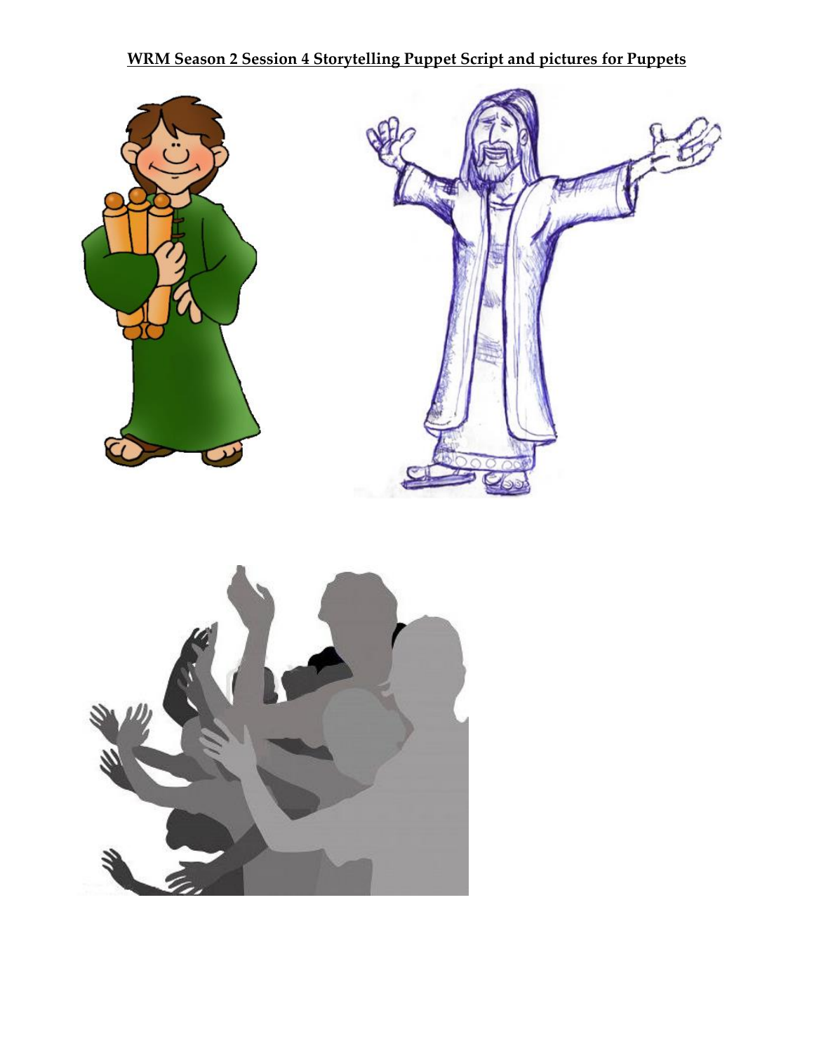**WRM Season 2 Session 4 Storytelling Puppet Script and pictures for Puppets**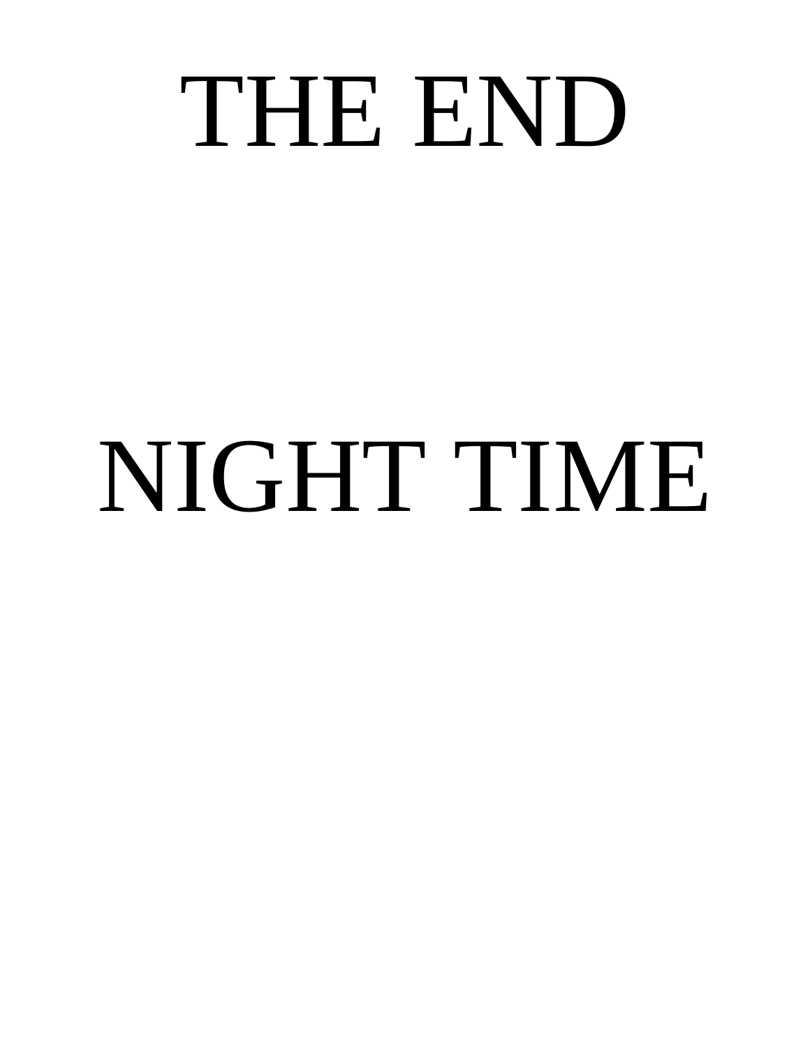# THE END

# NIGHT TIME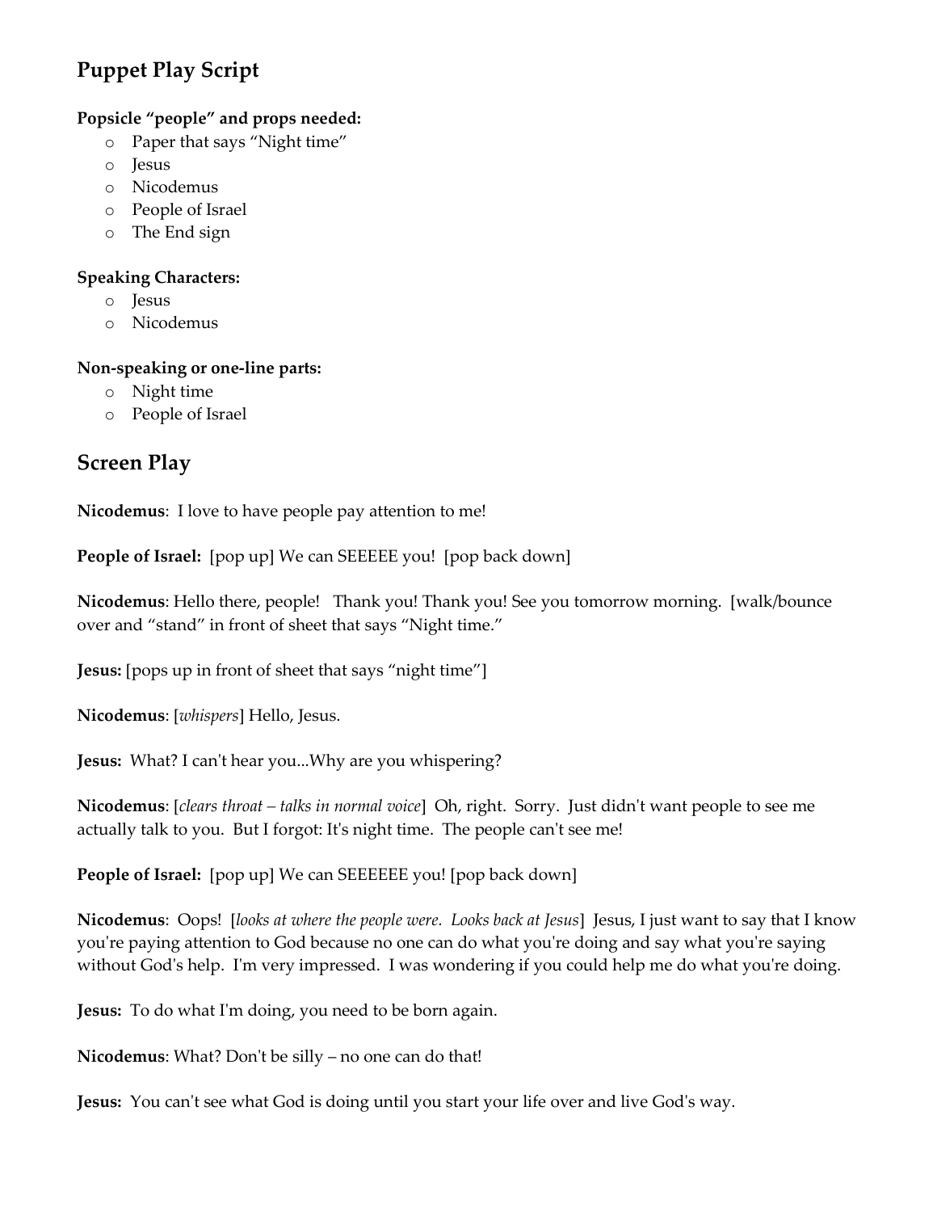## Puppet Play Script

**Popsicle "people" and props needed:**

- Paper that says "Night time"
- Jesus
- Nicodemus
- People of Israel
- The End sign

**Speaking Characters:**

- Jesus
- Nicodemus

**Non-speaking or one-line parts:**

- Night time
- People of Israel

## Screen Play

**Nicodemus**: I love to have people pay attention to me!

**People of Israel:** [pop up] We can SEEEEE you! [pop back down]

**Nicodemus**: Hello there, people! Thank you! Thank you! See you tomorrow morning. [walk/bounce over and "stand" in front of sheet that says "Night time."

**Jesus:** [pops up in front of sheet that says "night time"]

**Nicodemus**: [*whispers*] Hello, Jesus.

**Jesus:** What? I can't hear you...Why are you whispering?

**Nicodemus**: [*clears throat – talks in normal voice*] Oh, right. Sorry. Just didn't want people to see me actually talk to you. But I forgot: It's night time. The people can't see me!

**People of Israel:** [pop up] We can SEEEEEE you! [pop back down]

**Nicodemus**: Oops! [*looks at where the people were. Looks back at Jesus*] Jesus, I just want to say that I know you're paying attention to God because no one can do what you're doing and say what you're saying without God's help. I'm very impressed. I was wondering if you could help me do what you're doing.

**Jesus:** To do what I'm doing, you need to be born again.

**Nicodemus**: What? Don't be silly – no one can do that!

**Jesus:** You can't see what God is doing until you start your life over and live God's way.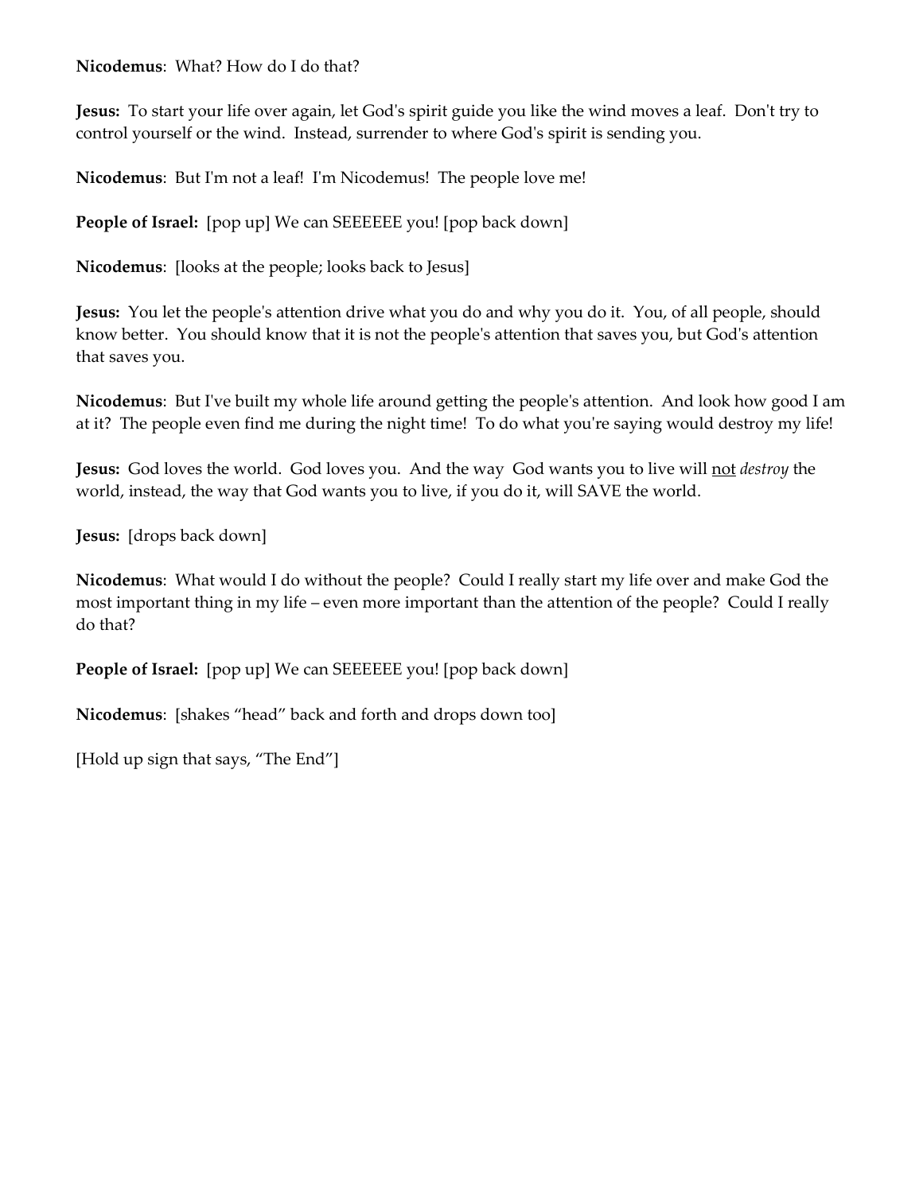**Nicodemus**: What? How do I do that?

**Jesus:** To start your life over again, let God's spirit guide you like the wind moves a leaf. Don't try to control yourself or the wind. Instead, surrender to where God's spirit is sending you.

**Nicodemus**: But I'm not a leaf! I'm Nicodemus! The people love me!

**People of Israel:** [pop up] We can SEEEEEE you! [pop back down]

**Nicodemus**: [looks at the people; looks back to Jesus]

**Jesus:** You let the people's attention drive what you do and why you do it. You, of all people, should know better. You should know that it is not the people's attention that saves you, but God's attention that saves you.

**Nicodemus**: But I've built my whole life around getting the people's attention. And look how good I am at it? The people even find me during the night time! To do what you're saying would destroy my life!

**Jesus:** God loves the world. God loves you. And the way God wants you to live will <u>not</u> *destroy* the world, instead, the way that God wants you to live, if you do it, will SAVE the world.

**Jesus:** [drops back down]

**Nicodemus**: What would I do without the people? Could I really start my life over and make God the most important thing in my life – even more important than the attention of the people? Could I really do that?

**People of Israel:** [pop up] We can SEEEEEE you! [pop back down]

**Nicodemus**: [shakes "head" back and forth and drops down too]

[Hold up sign that says, "The End"]